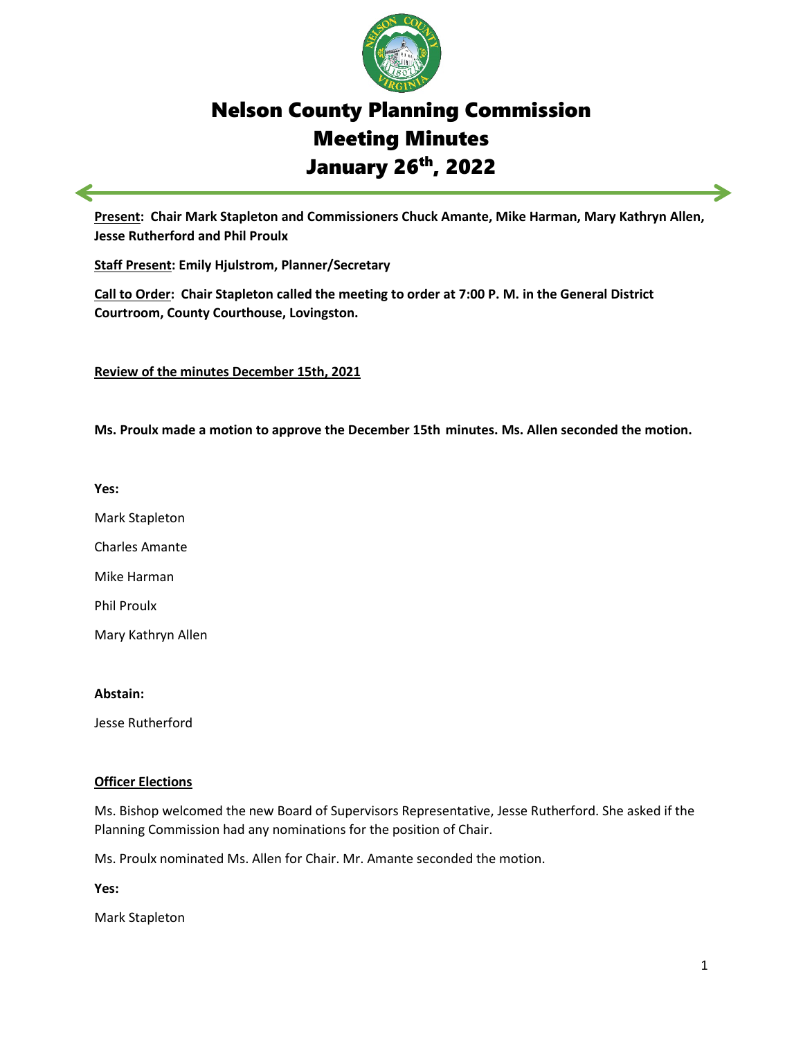# Nelson County Planning Commission
# Meeting Minutes
# January 26th, 2022

**Present: Chair Mark Stapleton and Commissioners Chuck Amante, Mike Harman, Mary Kathryn Allen, Jesse Rutherford and Phil Proulx**

**Staff Present: Emily Hjulstrom, Planner/Secretary**

**Call to Order: Chair Stapleton called the meeting to order at 7:00 P. M. in the General District Courtroom, County Courthouse, Lovingston.**

**Review of the minutes December 15th, 2021**

**Ms. Proulx made a motion to approve the December 15th minutes. Ms. Allen seconded the motion.**

**Yes:**

Mark Stapleton

Charles Amante

Mike Harman

Phil Proulx

Mary Kathryn Allen

**Abstain:**

Jesse Rutherford

**Officer Elections**

Ms. Bishop welcomed the new Board of Supervisors Representative, Jesse Rutherford. She asked if the Planning Commission had any nominations for the position of Chair.

Ms. Proulx nominated Ms. Allen for Chair. Mr. Amante seconded the motion.

**Yes:**

Mark Stapleton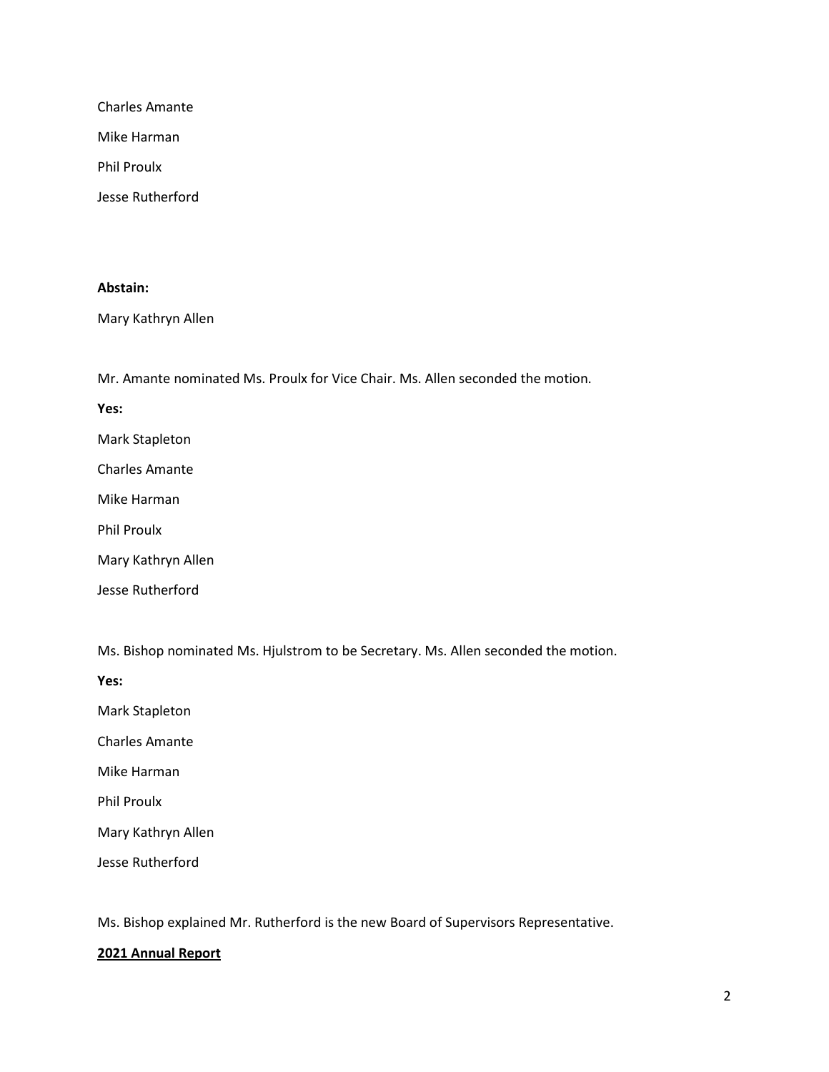Charles Amante

Mike Harman

Phil Proulx

Jesse Rutherford

**Abstain:**

Mary Kathryn Allen

Mr. Amante nominated Ms. Proulx for Vice Chair. Ms. Allen seconded the motion.

**Yes:**

Mark Stapleton

Charles Amante

Mike Harman

Phil Proulx

Mary Kathryn Allen

Jesse Rutherford

Ms. Bishop nominated Ms. Hjulstrom to be Secretary. Ms. Allen seconded the motion.

**Yes:**

Mark Stapleton

Charles Amante

Mike Harman

Phil Proulx

Mary Kathryn Allen

Jesse Rutherford

Ms. Bishop explained Mr. Rutherford is the new Board of Supervisors Representative.

**2021 Annual Report**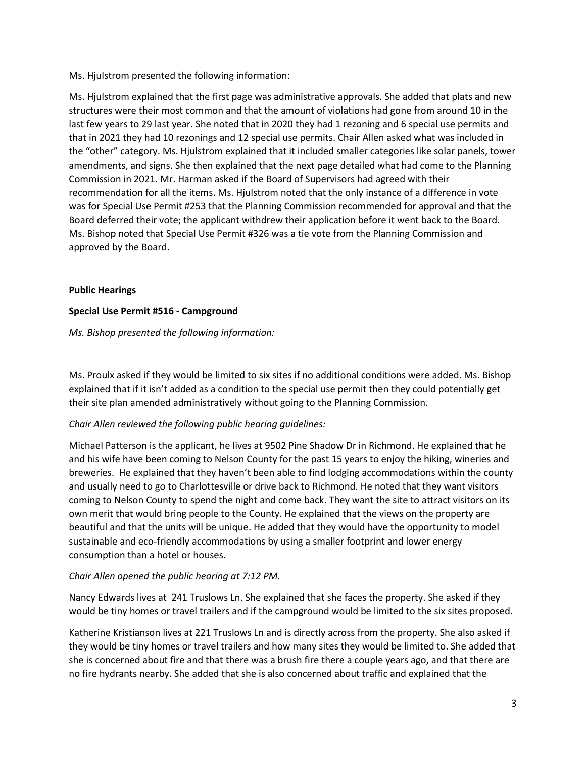Ms. Hjulstrom presented the following information:

Ms. Hjulstrom explained that the first page was administrative approvals. She added that plats and new structures were their most common and that the amount of violations had gone from around 10 in the last few years to 29 last year. She noted that in 2020 they had 1 rezoning and 6 special use permits and that in 2021 they had 10 rezonings and 12 special use permits. Chair Allen asked what was included in the "other" category. Ms. Hjulstrom explained that it included smaller categories like solar panels, tower amendments, and signs. She then explained that the next page detailed what had come to the Planning Commission in 2021. Mr. Harman asked if the Board of Supervisors had agreed with their recommendation for all the items. Ms. Hjulstrom noted that the only instance of a difference in vote was for Special Use Permit #253 that the Planning Commission recommended for approval and that the Board deferred their vote; the applicant withdrew their application before it went back to the Board. Ms. Bishop noted that Special Use Permit #326 was a tie vote from the Planning Commission and approved by the Board.

**Public Hearings**

**Special Use Permit #516 - Campground**

*Ms. Bishop presented the following information:*

Ms. Proulx asked if they would be limited to six sites if no additional conditions were added. Ms. Bishop explained that if it isn't added as a condition to the special use permit then they could potentially get their site plan amended administratively without going to the Planning Commission.

*Chair Allen reviewed the following public hearing guidelines:*

Michael Patterson is the applicant, he lives at 9502 Pine Shadow Dr in Richmond. He explained that he and his wife have been coming to Nelson County for the past 15 years to enjoy the hiking, wineries and breweries. He explained that they haven't been able to find lodging accommodations within the county and usually need to go to Charlottesville or drive back to Richmond. He noted that they want visitors coming to Nelson County to spend the night and come back. They want the site to attract visitors on its own merit that would bring people to the County. He explained that the views on the property are beautiful and that the units will be unique. He added that they would have the opportunity to model sustainable and eco-friendly accommodations by using a smaller footprint and lower energy consumption than a hotel or houses.

*Chair Allen opened the public hearing at 7:12 PM.*

Nancy Edwards lives at 241 Truslows Ln. She explained that she faces the property. She asked if they would be tiny homes or travel trailers and if the campground would be limited to the six sites proposed.

Katherine Kristianson lives at 221 Truslows Ln and is directly across from the property. She also asked if they would be tiny homes or travel trailers and how many sites they would be limited to. She added that she is concerned about fire and that there was a brush fire there a couple years ago, and that there are no fire hydrants nearby. She added that she is also concerned about traffic and explained that the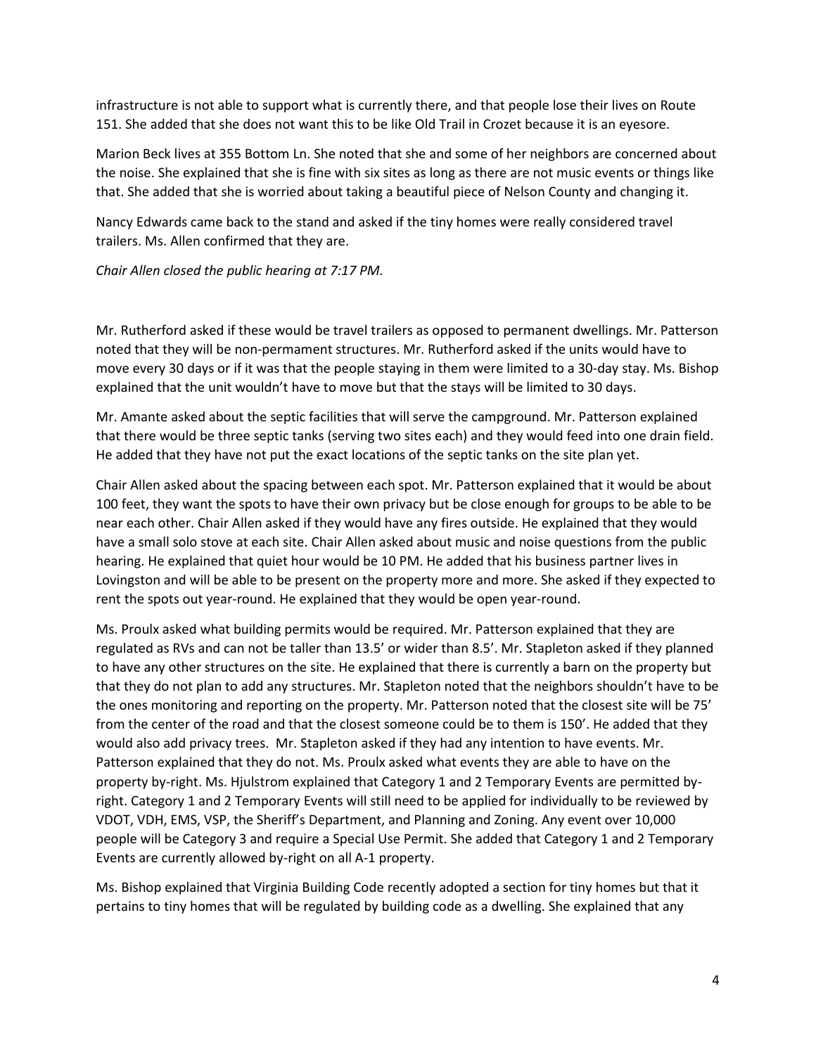infrastructure is not able to support what is currently there, and that people lose their lives on Route 151. She added that she does not want this to be like Old Trail in Crozet because it is an eyesore.

Marion Beck lives at 355 Bottom Ln. She noted that she and some of her neighbors are concerned about the noise. She explained that she is fine with six sites as long as there are not music events or things like that. She added that she is worried about taking a beautiful piece of Nelson County and changing it.

Nancy Edwards came back to the stand and asked if the tiny homes were really considered travel trailers. Ms. Allen confirmed that they are.

*Chair Allen closed the public hearing at 7:17 PM.*

Mr. Rutherford asked if these would be travel trailers as opposed to permanent dwellings. Mr. Patterson noted that they will be non-permament structures. Mr. Rutherford asked if the units would have to move every 30 days or if it was that the people staying in them were limited to a 30-day stay. Ms. Bishop explained that the unit wouldn't have to move but that the stays will be limited to 30 days.

Mr. Amante asked about the septic facilities that will serve the campground. Mr. Patterson explained that there would be three septic tanks (serving two sites each) and they would feed into one drain field. He added that they have not put the exact locations of the septic tanks on the site plan yet.

Chair Allen asked about the spacing between each spot. Mr. Patterson explained that it would be about 100 feet, they want the spots to have their own privacy but be close enough for groups to be able to be near each other. Chair Allen asked if they would have any fires outside. He explained that they would have a small solo stove at each site. Chair Allen asked about music and noise questions from the public hearing. He explained that quiet hour would be 10 PM. He added that his business partner lives in Lovingston and will be able to be present on the property more and more. She asked if they expected to rent the spots out year-round. He explained that they would be open year-round.

Ms. Proulx asked what building permits would be required. Mr. Patterson explained that they are regulated as RVs and can not be taller than 13.5' or wider than 8.5'. Mr. Stapleton asked if they planned to have any other structures on the site. He explained that there is currently a barn on the property but that they do not plan to add any structures. Mr. Stapleton noted that the neighbors shouldn't have to be the ones monitoring and reporting on the property. Mr. Patterson noted that the closest site will be 75' from the center of the road and that the closest someone could be to them is 150'. He added that they would also add privacy trees. Mr. Stapleton asked if they had any intention to have events. Mr. Patterson explained that they do not. Ms. Proulx asked what events they are able to have on the property by-right. Ms. Hjulstrom explained that Category 1 and 2 Temporary Events are permitted by-right. Category 1 and 2 Temporary Events will still need to be applied for individually to be reviewed by VDOT, VDH, EMS, VSP, the Sheriff's Department, and Planning and Zoning. Any event over 10,000 people will be Category 3 and require a Special Use Permit. She added that Category 1 and 2 Temporary Events are currently allowed by-right on all A-1 property.

Ms. Bishop explained that Virginia Building Code recently adopted a section for tiny homes but that it pertains to tiny homes that will be regulated by building code as a dwelling. She explained that any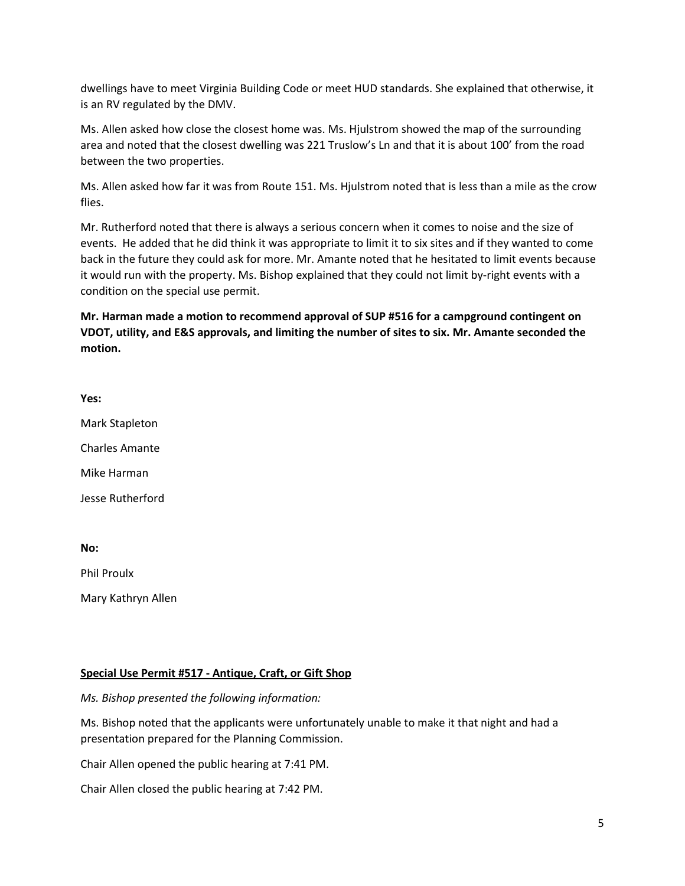dwellings have to meet Virginia Building Code or meet HUD standards. She explained that otherwise, it is an RV regulated by the DMV.

Ms. Allen asked how close the closest home was. Ms. Hjulstrom showed the map of the surrounding area and noted that the closest dwelling was 221 Truslow's Ln and that it is about 100' from the road between the two properties.

Ms. Allen asked how far it was from Route 151. Ms. Hjulstrom noted that is less than a mile as the crow flies.

Mr. Rutherford noted that there is always a serious concern when it comes to noise and the size of events. He added that he did think it was appropriate to limit it to six sites and if they wanted to come back in the future they could ask for more. Mr. Amante noted that he hesitated to limit events because it would run with the property. Ms. Bishop explained that they could not limit by-right events with a condition on the special use permit.

**Mr. Harman made a motion to recommend approval of SUP #516 for a campground contingent on VDOT, utility, and E&S approvals, and limiting the number of sites to six. Mr. Amante seconded the motion.**

**Yes:**

Mark Stapleton

Charles Amante

Mike Harman

Jesse Rutherford

**No:**

Phil Proulx

Mary Kathryn Allen

**Special Use Permit #517 - Antique, Craft, or Gift Shop**

*Ms. Bishop presented the following information:*

Ms. Bishop noted that the applicants were unfortunately unable to make it that night and had a presentation prepared for the Planning Commission.

Chair Allen opened the public hearing at 7:41 PM.

Chair Allen closed the public hearing at 7:42 PM.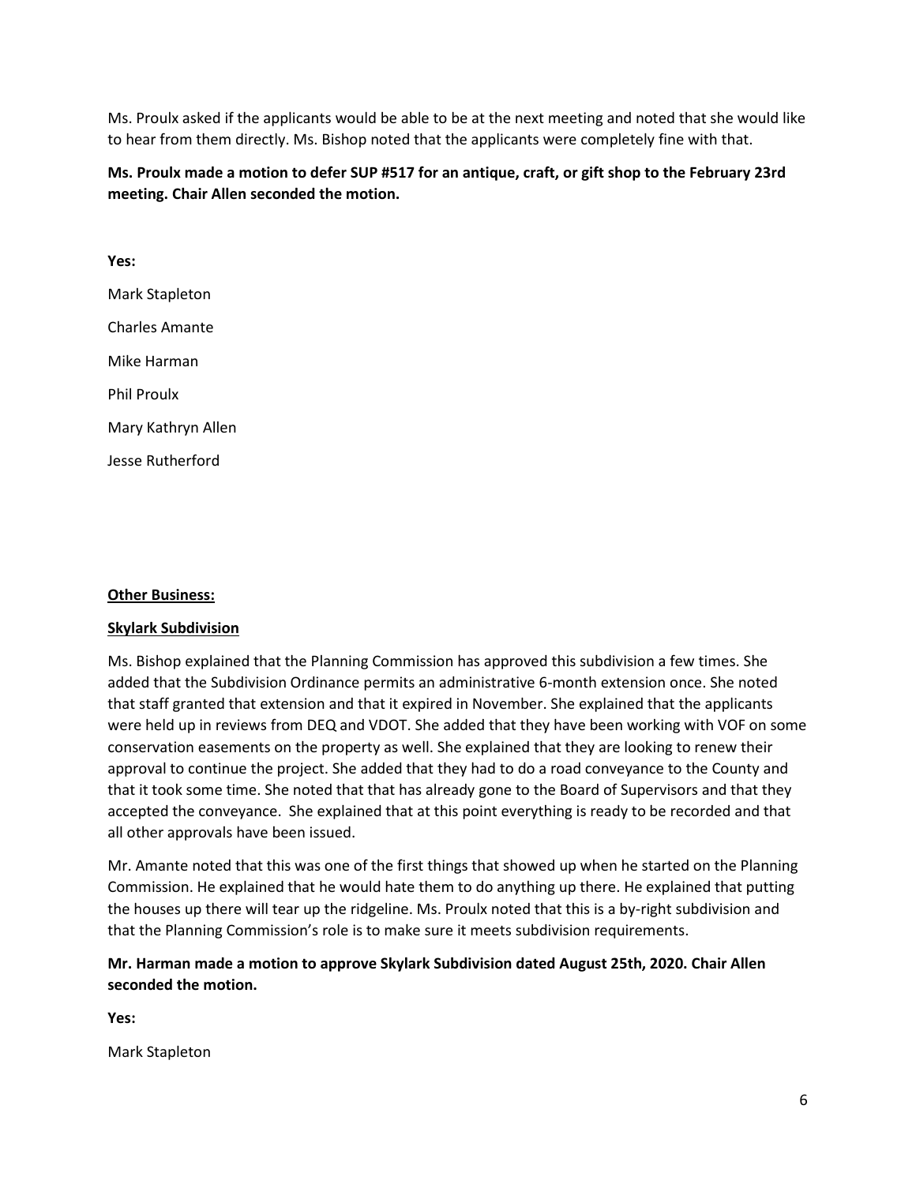Ms. Proulx asked if the applicants would be able to be at the next meeting and noted that she would like to hear from them directly. Ms. Bishop noted that the applicants were completely fine with that.

**Ms. Proulx made a motion to defer SUP #517 for an antique, craft, or gift shop to the February 23rd meeting. Chair Allen seconded the motion.**

**Yes:**

Mark Stapleton

Charles Amante

Mike Harman

Phil Proulx

Mary Kathryn Allen

Jesse Rutherford

**Other Business:**

**Skylark Subdivision**

Ms. Bishop explained that the Planning Commission has approved this subdivision a few times. She added that the Subdivision Ordinance permits an administrative 6-month extension once. She noted that staff granted that extension and that it expired in November. She explained that the applicants were held up in reviews from DEQ and VDOT. She added that they have been working with VOF on some conservation easements on the property as well. She explained that they are looking to renew their approval to continue the project. She added that they had to do a road conveyance to the County and that it took some time. She noted that that has already gone to the Board of Supervisors and that they accepted the conveyance. She explained that at this point everything is ready to be recorded and that all other approvals have been issued.

Mr. Amante noted that this was one of the first things that showed up when he started on the Planning Commission. He explained that he would hate them to do anything up there. He explained that putting the houses up there will tear up the ridgeline. Ms. Proulx noted that this is a by-right subdivision and that the Planning Commission's role is to make sure it meets subdivision requirements.

**Mr. Harman made a motion to approve Skylark Subdivision dated August 25th, 2020. Chair Allen seconded the motion.**

**Yes:**

Mark Stapleton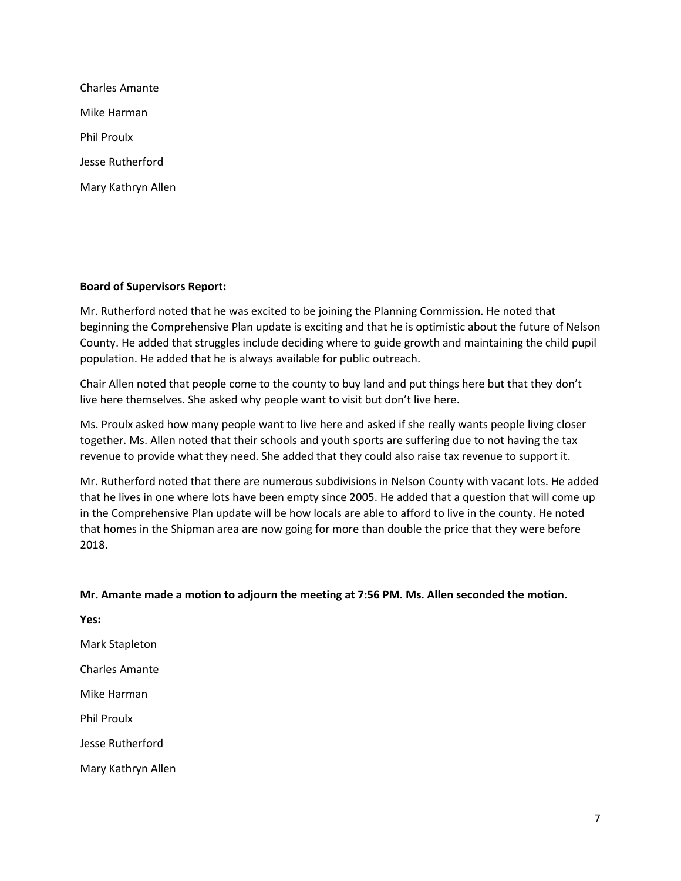Charles Amante

Mike Harman

Phil Proulx

Jesse Rutherford

Mary Kathryn Allen

**Board of Supervisors Report:**

Mr. Rutherford noted that he was excited to be joining the Planning Commission. He noted that beginning the Comprehensive Plan update is exciting and that he is optimistic about the future of Nelson County. He added that struggles include deciding where to guide growth and maintaining the child pupil population. He added that he is always available for public outreach.

Chair Allen noted that people come to the county to buy land and put things here but that they don't live here themselves. She asked why people want to visit but don't live here.

Ms. Proulx asked how many people want to live here and asked if she really wants people living closer together. Ms. Allen noted that their schools and youth sports are suffering due to not having the tax revenue to provide what they need. She added that they could also raise tax revenue to support it.

Mr. Rutherford noted that there are numerous subdivisions in Nelson County with vacant lots. He added that he lives in one where lots have been empty since 2005. He added that a question that will come up in the Comprehensive Plan update will be how locals are able to afford to live in the county. He noted that homes in the Shipman area are now going for more than double the price that they were before 2018.

**Mr. Amante made a motion to adjourn the meeting at 7:56 PM. Ms. Allen seconded the motion.**

**Yes:**

Mark Stapleton

Charles Amante

Mike Harman

Phil Proulx

Jesse Rutherford

Mary Kathryn Allen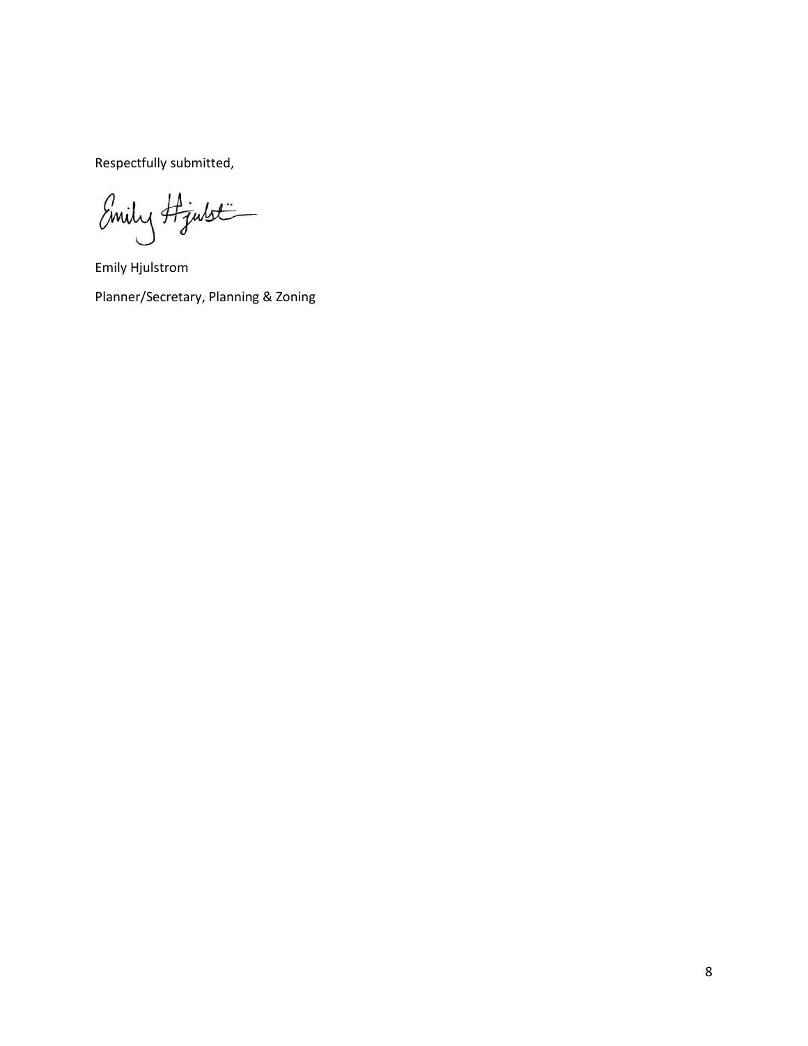Respectfully submitted,

Emily Hjulstrom

Planner/Secretary, Planning & Zoning